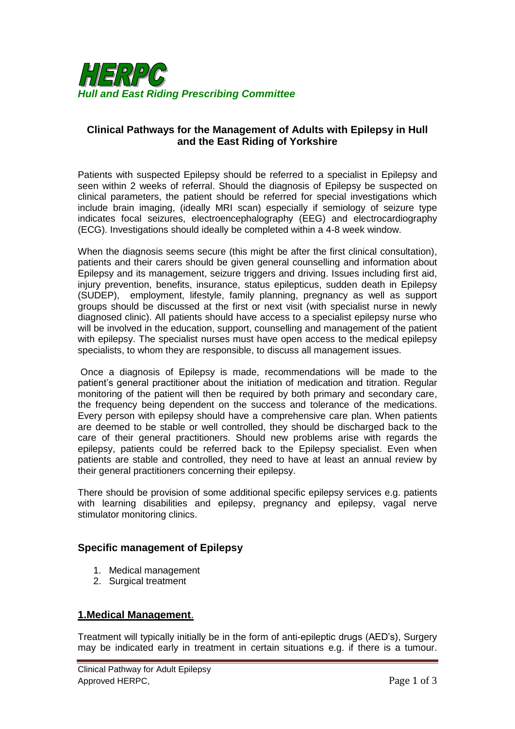**HERPC**

***Hull and East Riding Prescribing Committee***

## Clinical Pathways for the Management of Adults with Epilepsy in Hull and the East Riding of Yorkshire

Patients with suspected Epilepsy should be referred to a specialist in Epilepsy and seen within 2 weeks of referral. Should the diagnosis of Epilepsy be suspected on clinical parameters, the patient should be referred for special investigations which include brain imaging, (ideally MRI scan) especially if semiology of seizure type indicates focal seizures, electroencephalography (EEG) and electrocardiography (ECG). Investigations should ideally be completed within a 4-8 week window.

When the diagnosis seems secure (this might be after the first clinical consultation), patients and their carers should be given general counselling and information about Epilepsy and its management, seizure triggers and driving. Issues including first aid, injury prevention, benefits, insurance, status epilepticus, sudden death in Epilepsy (SUDEP), employment, lifestyle, family planning, pregnancy as well as support groups should be discussed at the first or next visit (with specialist nurse in newly diagnosed clinic). All patients should have access to a specialist epilepsy nurse who will be involved in the education, support, counselling and management of the patient with epilepsy. The specialist nurses must have open access to the medical epilepsy specialists, to whom they are responsible, to discuss all management issues.

Once a diagnosis of Epilepsy is made, recommendations will be made to the patient's general practitioner about the initiation of medication and titration. Regular monitoring of the patient will then be required by both primary and secondary care, the frequency being dependent on the success and tolerance of the medications. Every person with epilepsy should have a comprehensive care plan. When patients are deemed to be stable or well controlled, they should be discharged back to the care of their general practitioners. Should new problems arise with regards the epilepsy, patients could be referred back to the Epilepsy specialist. Even when patients are stable and controlled, they need to have at least an annual review by their general practitioners concerning their epilepsy.

There should be provision of some additional specific epilepsy services e.g. patients with learning disabilities and epilepsy, pregnancy and epilepsy, vagal nerve stimulator monitoring clinics.

### Specific management of Epilepsy

1. Medical management
2. Surgical treatment

### 1.Medical Management.

Treatment will typically initially be in the form of anti-epileptic drugs (AED's), Surgery may be indicated early in treatment in certain situations e.g. if there is a tumour.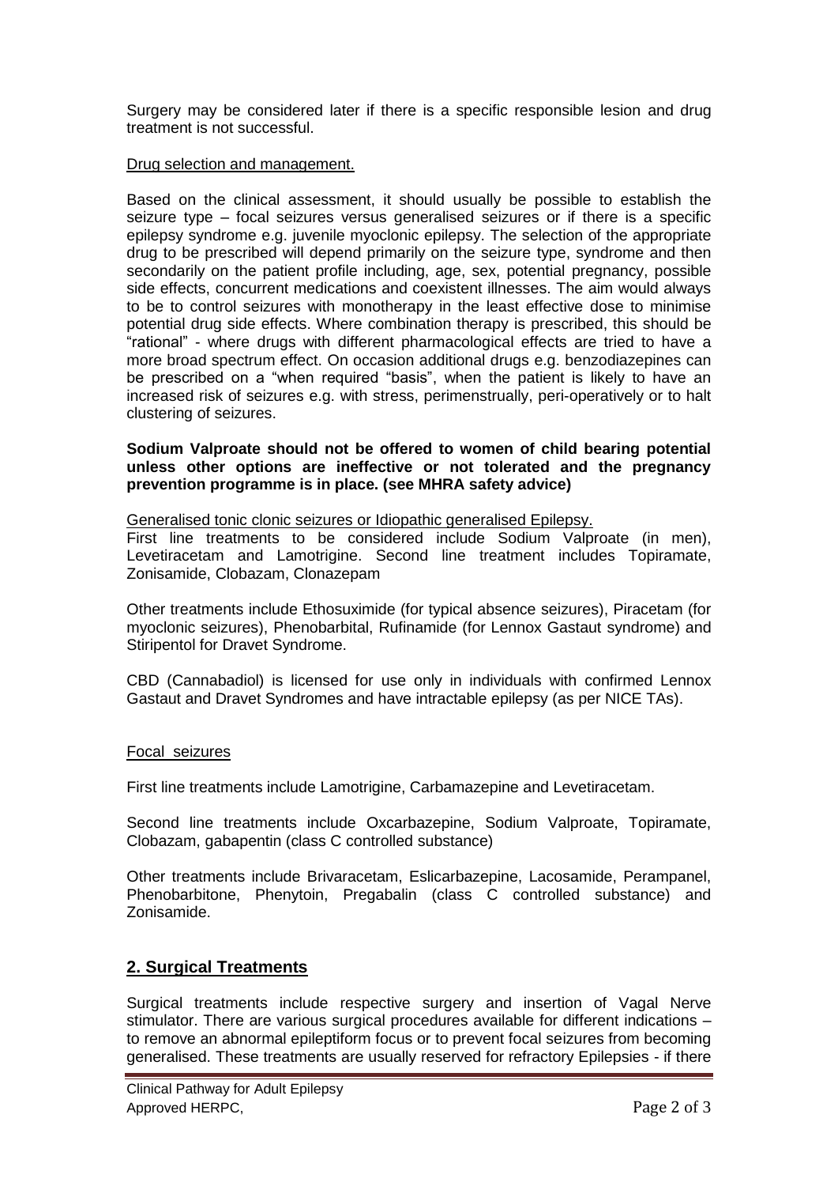Surgery may be considered later if there is a specific responsible lesion and drug treatment is not successful.

Drug selection and management.

Based on the clinical assessment, it should usually be possible to establish the seizure type – focal seizures versus generalised seizures or if there is a specific epilepsy syndrome e.g. juvenile myoclonic epilepsy. The selection of the appropriate drug to be prescribed will depend primarily on the seizure type, syndrome and then secondarily on the patient profile including, age, sex, potential pregnancy, possible side effects, concurrent medications and coexistent illnesses. The aim would always to be to control seizures with monotherapy in the least effective dose to minimise potential drug side effects. Where combination therapy is prescribed, this should be "rational" - where drugs with different pharmacological effects are tried to have a more broad spectrum effect. On occasion additional drugs e.g. benzodiazepines can be prescribed on a "when required "basis", when the patient is likely to have an increased risk of seizures e.g. with stress, perimenstrually, peri-operatively or to halt clustering of seizures.

**Sodium Valproate should not be offered to women of child bearing potential unless other options are ineffective or not tolerated and the pregnancy prevention programme is in place. (see MHRA safety advice)**

Generalised tonic clonic seizures or Idiopathic generalised Epilepsy.

First line treatments to be considered include Sodium Valproate (in men), Levetiracetam and Lamotrigine. Second line treatment includes Topiramate, Zonisamide, Clobazam, Clonazepam

Other treatments include Ethosuximide (for typical absence seizures), Piracetam (for myoclonic seizures), Phenobarbital, Rufinamide (for Lennox Gastaut syndrome) and Stiripentol for Dravet Syndrome.

CBD (Cannabadiol) is licensed for use only in individuals with confirmed Lennox Gastaut and Dravet Syndromes and have intractable epilepsy (as per NICE TAs).

Focal seizures

First line treatments include Lamotrigine, Carbamazepine and Levetiracetam.

Second line treatments include Oxcarbazepine, Sodium Valproate, Topiramate, Clobazam, gabapentin (class C controlled substance)

Other treatments include Brivaracetam, Eslicarbazepine, Lacosamide, Perampanel, Phenobarbitone, Phenytoin, Pregabalin (class C controlled substance) and Zonisamide.

## 2. Surgical Treatments

Surgical treatments include respective surgery and insertion of Vagal Nerve stimulator. There are various surgical procedures available for different indications – to remove an abnormal epileptiform focus or to prevent focal seizures from becoming generalised. These treatments are usually reserved for refractory Epilepsies - if there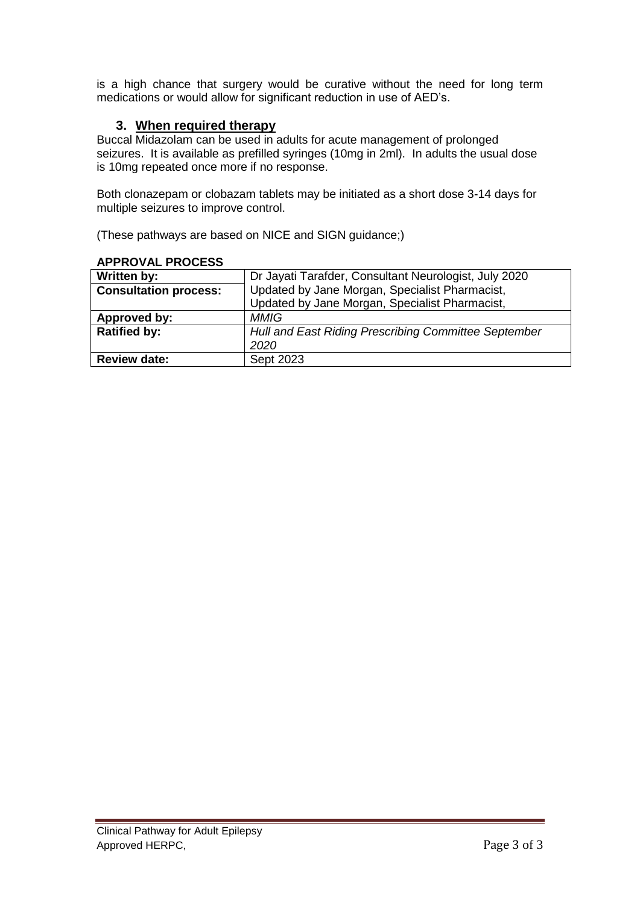is a high chance that surgery would be curative without the need for long term medications or would allow for significant reduction in use of AED's.

## 3. When required therapy

Buccal Midazolam can be used in adults for acute management of prolonged seizures. It is available as prefilled syringes (10mg in 2ml). In adults the usual dose is 10mg repeated once more if no response.

Both clonazepam or clobazam tablets may be initiated as a short dose 3-14 days for multiple seizures to improve control.

(These pathways are based on NICE and SIGN guidance;)

**APPROVAL PROCESS**

| | |
|---|---|
| **Written by:** | Dr Jayati Tarafder, Consultant Neurologist, July 2020 |
| **Consultation process:** | Updated by Jane Morgan, Specialist Pharmacist, Updated by Jane Morgan, Specialist Pharmacist, |
| **Approved by:** | *MMIG* |
| **Ratified by:** | *Hull and East Riding Prescribing Committee September 2020* |
| **Review date:** | Sept 2023 |